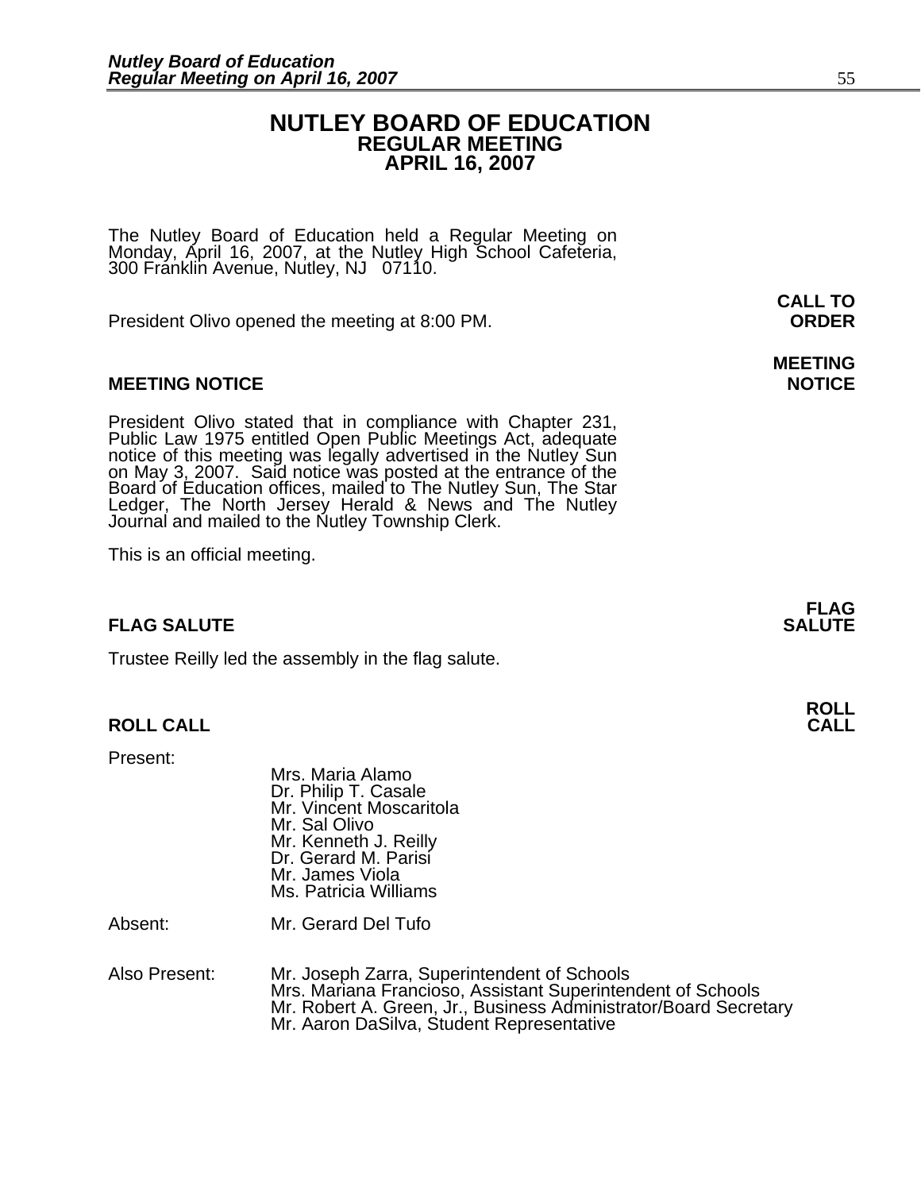# NUTLEY BOARD OF EDUCATION
## REGULAR MEETING
## APRIL 16, 2007

The Nutley Board of Education held a Regular Meeting on Monday, April 16, 2007, at the Nutley High School Cafeteria, 300 Franklin Avenue, Nutley, NJ 07110.

**CALL TO ORDER**

President Olivo opened the meeting at 8:00 PM.

**MEETING NOTICE**

President Olivo stated that in compliance with Chapter 231, Public Law 1975 entitled Open Public Meetings Act, adequate notice of this meeting was legally advertised in the Nutley Sun on May 3, 2007. Said notice was posted at the entrance of the Board of Education offices, mailed to The Nutley Sun, The Star Ledger, The North Jersey Herald & News and The Nutley Journal and mailed to the Nutley Township Clerk.

This is an official meeting.

**FLAG SALUTE**

Trustee Reilly led the assembly in the flag salute.

**ROLL CALL**

Present:

- Mrs. Maria Alamo
- Dr. Philip T. Casale
- Mr. Vincent Moscaritola
- Mr. Sal Olivo
- Mr. Kenneth J. Reilly
- Dr. Gerard M. Parisi
- Mr. James Viola
- Ms. Patricia Williams

Absent: Mr. Gerard Del Tufo

Also Present:

- Mr. Joseph Zarra, Superintendent of Schools
- Mrs. Mariana Francioso, Assistant Superintendent of Schools
- Mr. Robert A. Green, Jr., Business Administrator/Board Secretary
- Mr. Aaron DaSilva, Student Representative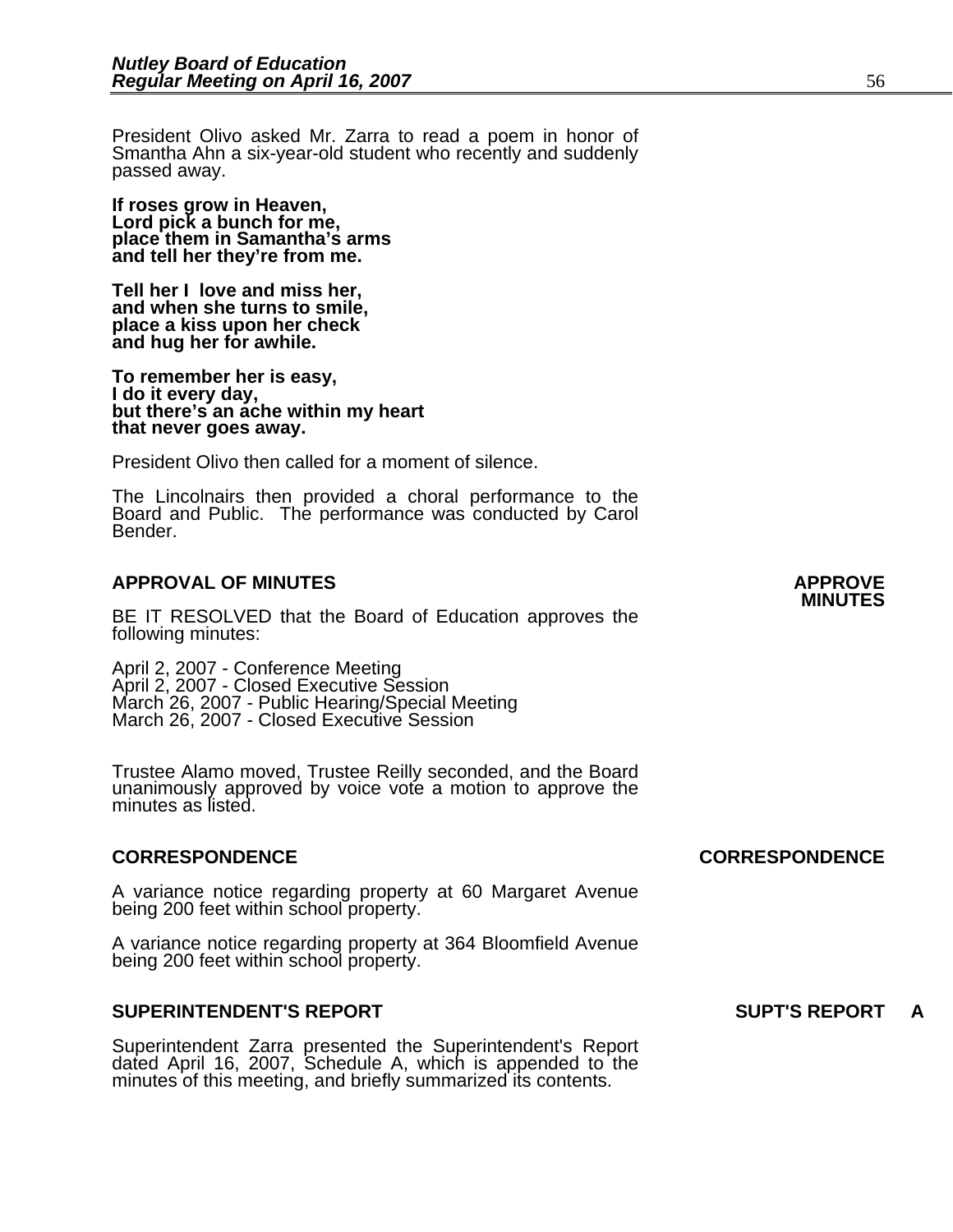President Olivo asked Mr. Zarra to read a poem in honor of Smantha Ahn a six-year-old student who recently and suddenly passed away.

**If roses grow in Heaven,**
**Lord pick a bunch for me,**
**place them in Samantha's arms**
**and tell her they're from me.**

**Tell her I love and miss her,**
**and when she turns to smile,**
**place a kiss upon her check**
**and hug her for awhile.**

**To remember her is easy,**
**I do it every day,**
**but there's an ache within my heart**
**that never goes away.**

President Olivo then called for a moment of silence.

The Lincolnairs then provided a choral performance to the Board and Public. The performance was conducted by Carol Bender.

## APPROVAL OF MINUTES

**APPROVE MINUTES**

BE IT RESOLVED that the Board of Education approves the following minutes:

April 2, 2007 - Conference Meeting
April 2, 2007 - Closed Executive Session
March 26, 2007 - Public Hearing/Special Meeting
March 26, 2007 - Closed Executive Session

Trustee Alamo moved, Trustee Reilly seconded, and the Board unanimously approved by voice vote a motion to approve the minutes as listed.

## CORRESPONDENCE

**CORRESPONDENCE**

A variance notice regarding property at 60 Margaret Avenue being 200 feet within school property.

A variance notice regarding property at 364 Bloomfield Avenue being 200 feet within school property.

## SUPERINTENDENT'S REPORT

**SUPT'S REPORT A**

Superintendent Zarra presented the Superintendent's Report dated April 16, 2007, Schedule A, which is appended to the minutes of this meeting, and briefly summarized its contents.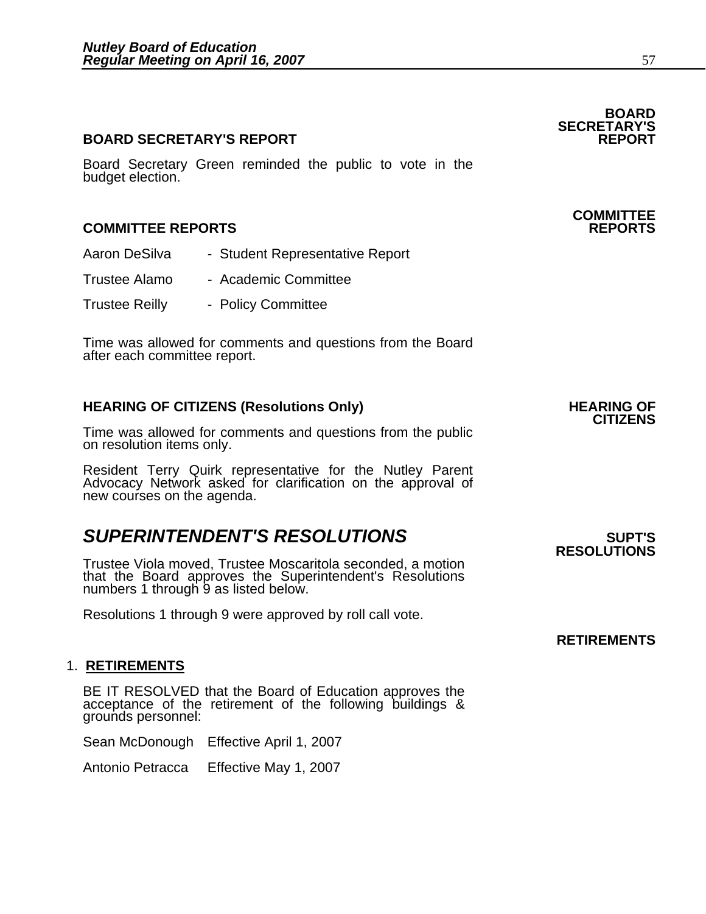### BOARD SECRETARY'S REPORT

Board Secretary Green reminded the public to vote in the budget election.

### COMMITTEE REPORTS

Aaron DeSilva - Student Representative Report

Trustee Alamo - Academic Committee

Trustee Reilly - Policy Committee

Time was allowed for comments and questions from the Board after each committee report.

### HEARING OF CITIZENS (Resolutions Only)

Time was allowed for comments and questions from the public on resolution items only.

Resident Terry Quirk representative for the Nutley Parent Advocacy Network asked for clarification on the approval of new courses on the agenda.

## *SUPERINTENDENT'S RESOLUTIONS*

Trustee Viola moved, Trustee Moscaritola seconded, a motion that the Board approves the Superintendent's Resolutions numbers 1 through 9 as listed below.

Resolutions 1 through 9 were approved by roll call vote.

1. **RETIREMENTS**

BE IT RESOLVED that the Board of Education approves the acceptance of the retirement of the following buildings & grounds personnel:

Sean McDonough Effective April 1, 2007

Antonio Petracca Effective May 1, 2007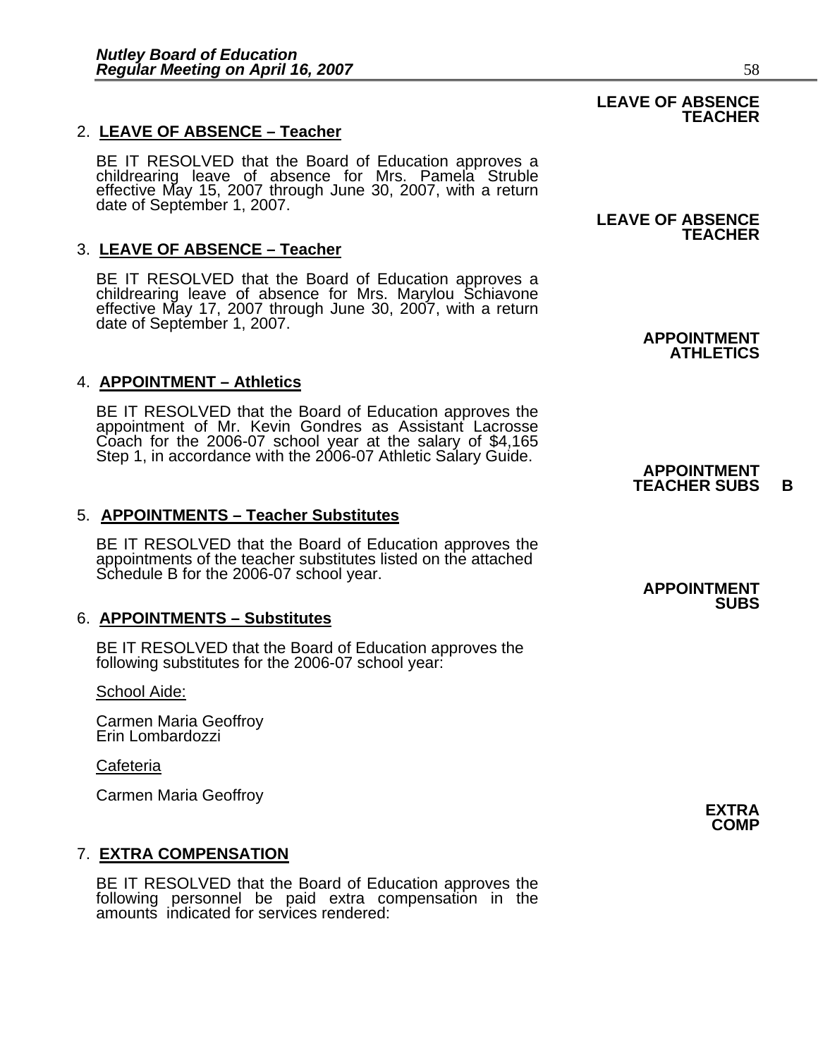**LEAVE OF ABSENCE TEACHER**

2. **LEAVE OF ABSENCE – Teacher**

   BE IT RESOLVED that the Board of Education approves a childrearing leave of absence for Mrs. Pamela Struble effective May 15, 2007 through June 30, 2007, with a return date of September 1, 2007.

**LEAVE OF ABSENCE TEACHER**

3. **LEAVE OF ABSENCE – Teacher**

   BE IT RESOLVED that the Board of Education approves a childrearing leave of absence for Mrs. Marylou Schiavone effective May 17, 2007 through June 30, 2007, with a return date of September 1, 2007.

**APPOINTMENT ATHLETICS**

4. **APPOINTMENT – Athletics**

   BE IT RESOLVED that the Board of Education approves the appointment of Mr. Kevin Gondres as Assistant Lacrosse Coach for the 2006-07 school year at the salary of $4,165 Step 1, in accordance with the 2006-07 Athletic Salary Guide.

**APPOINTMENT TEACHER SUBS B**

5. **APPOINTMENTS – Teacher Substitutes**

   BE IT RESOLVED that the Board of Education approves the appointments of the teacher substitutes listed on the attached Schedule B for the 2006-07 school year.

**APPOINTMENT SUBS**

6. **APPOINTMENTS – Substitutes**

   BE IT RESOLVED that the Board of Education approves the following substitutes for the 2006-07 school year:

   School Aide:

   Carmen Maria Geoffroy
   Erin Lombardozzi

   Cafeteria

   Carmen Maria Geoffroy

**EXTRA COMP**

7. **EXTRA COMPENSATION**

   BE IT RESOLVED that the Board of Education approves the following personnel be paid extra compensation in the amounts indicated for services rendered: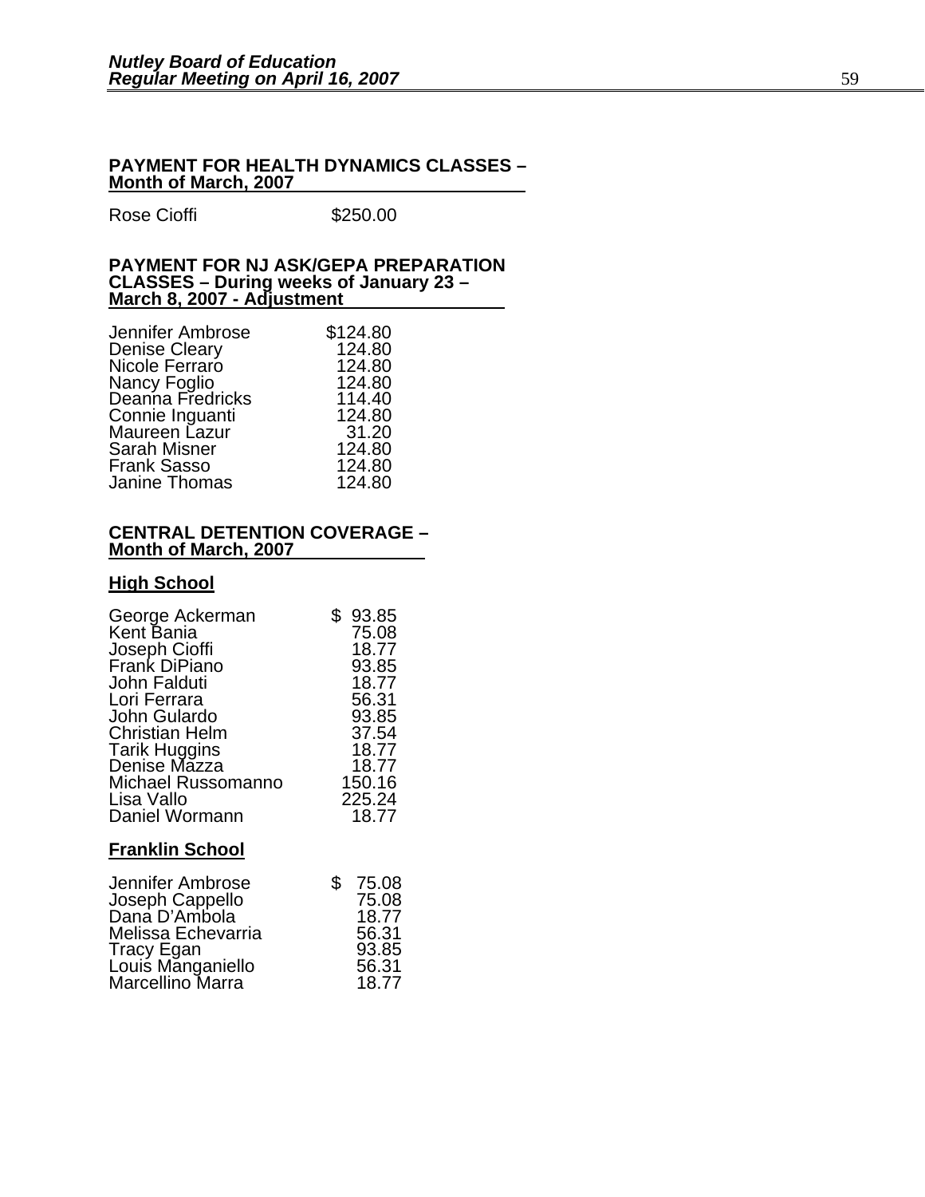**PAYMENT FOR HEALTH DYNAMICS CLASSES – Month of March, 2007**

| | |
|---|---|
| Rose Cioffi | $250.00 |

**PAYMENT FOR NJ ASK/GEPA PREPARATION CLASSES – During weeks of January 23 – March 8, 2007 - Adjustment**

| | |
|---|---|
| Jennifer Ambrose | $124.80 |
| Denise Cleary | 124.80 |
| Nicole Ferraro | 124.80 |
| Nancy Foglio | 124.80 |
| Deanna Fredricks | 114.40 |
| Connie Inguanti | 124.80 |
| Maureen Lazur | 31.20 |
| Sarah Misner | 124.80 |
| Frank Sasso | 124.80 |
| Janine Thomas | 124.80 |

**CENTRAL DETENTION COVERAGE – Month of March, 2007**

**High School**

| | |
|---|---|
| George Ackerman | $ 93.85 |
| Kent Bania | 75.08 |
| Joseph Cioffi | 18.77 |
| Frank DiPiano | 93.85 |
| John Falduti | 18.77 |
| Lori Ferrara | 56.31 |
| John Gulardo | 93.85 |
| Christian Helm | 37.54 |
| Tarik Huggins | 18.77 |
| Denise Mazza | 18.77 |
| Michael Russomanno | 150.16 |
| Lisa Vallo | 225.24 |
| Daniel Wormann | 18.77 |

**Franklin School**

| | |
|---|---|
| Jennifer Ambrose | $ 75.08 |
| Joseph Cappello | 75.08 |
| Dana D'Ambola | 18.77 |
| Melissa Echevarria | 56.31 |
| Tracy Egan | 93.85 |
| Louis Manganiello | 56.31 |
| Marcellino Marra | 18.77 |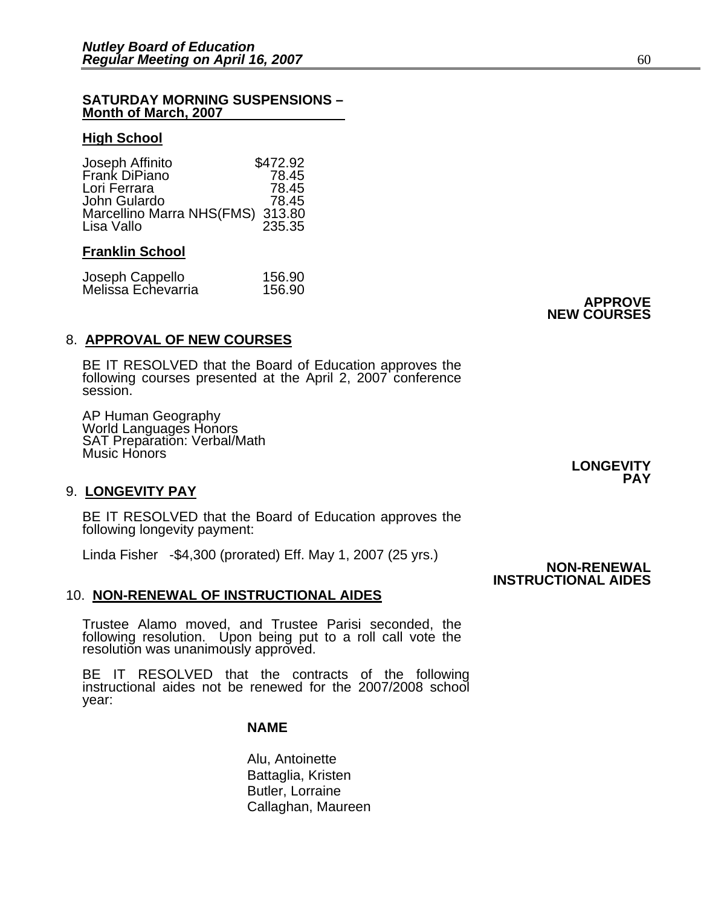**SATURDAY MORNING SUSPENSIONS – Month of March, 2007**

**High School**

| | |
|---|---|
| Joseph Affinito | $472.92 |
| Frank DiPiano | 78.45 |
| Lori Ferrara | 78.45 |
| John Gulardo | 78.45 |
| Marcellino Marra NHS(FMS) | 313.80 |
| Lisa Vallo | 235.35 |

**Franklin School**

| | |
|---|---|
| Joseph Cappello | 156.90 |
| Melissa Echevarria | 156.90 |

**APPROVE NEW COURSES**

8. **APPROVAL OF NEW COURSES**

BE IT RESOLVED that the Board of Education approves the following courses presented at the April 2, 2007 conference session.

AP Human Geography
World Languages Honors
SAT Preparation: Verbal/Math
Music Honors

**LONGEVITY PAY**

9. **LONGEVITY PAY**

BE IT RESOLVED that the Board of Education approves the following longevity payment:

Linda Fisher -$4,300 (prorated) Eff. May 1, 2007 (25 yrs.)

**NON-RENEWAL INSTRUCTIONAL AIDES**

10. **NON-RENEWAL OF INSTRUCTIONAL AIDES**

Trustee Alamo moved, and Trustee Parisi seconded, the following resolution. Upon being put to a roll call vote the resolution was unanimously approved.

BE IT RESOLVED that the contracts of the following instructional aides not be renewed for the 2007/2008 school year:

**NAME**

Alu, Antoinette
Battaglia, Kristen
Butler, Lorraine
Callaghan, Maureen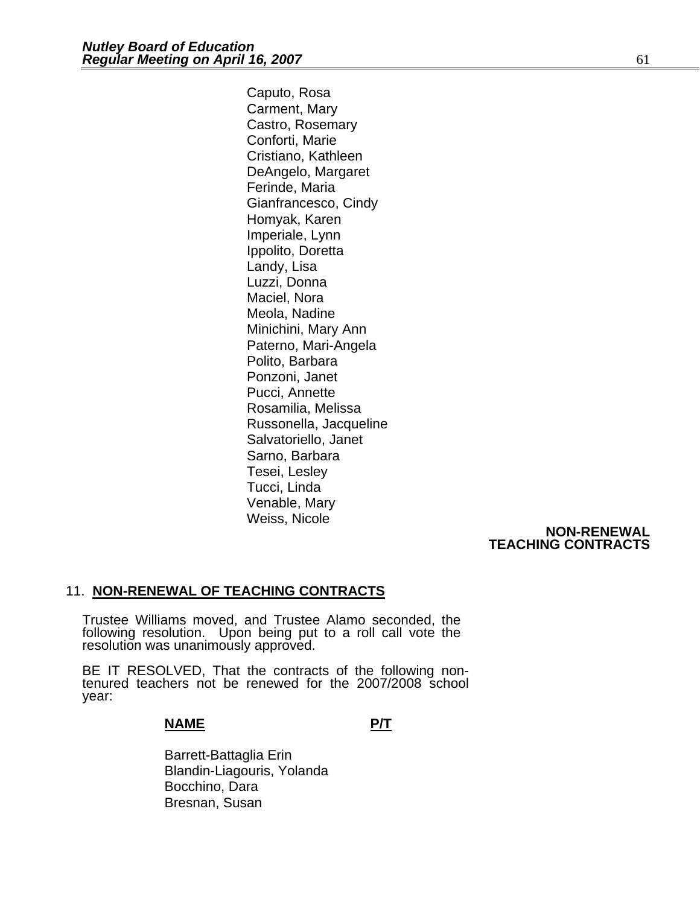Caputo, Rosa
Carment, Mary
Castro, Rosemary
Conforti, Marie
Cristiano, Kathleen
DeAngelo, Margaret
Ferinde, Maria
Gianfrancesco, Cindy
Homyak, Karen
Imperiale, Lynn
Ippolito, Doretta
Landy, Lisa
Luzzi, Donna
Maciel, Nora
Meola, Nadine
Minichini, Mary Ann
Paterno, Mari-Angela
Polito, Barbara
Ponzoni, Janet
Pucci, Annette
Rosamilia, Melissa
Russonella, Jacqueline
Salvatoriello, Janet
Sarno, Barbara
Tesei, Lesley
Tucci, Linda
Venable, Mary
Weiss, Nicole

**NON-RENEWAL TEACHING CONTRACTS**

## 11. NON-RENEWAL OF TEACHING CONTRACTS

Trustee Williams moved, and Trustee Alamo seconded, the following resolution. Upon being put to a roll call vote the resolution was unanimously approved.

BE IT RESOLVED, That the contracts of the following non-tenured teachers not be renewed for the 2007/2008 school year:

| NAME | P/T |
|---|---|
| Barrett-Battaglia Erin | |
| Blandin-Liagouris, Yolanda | |
| Bocchino, Dara | |
| Bresnan, Susan | |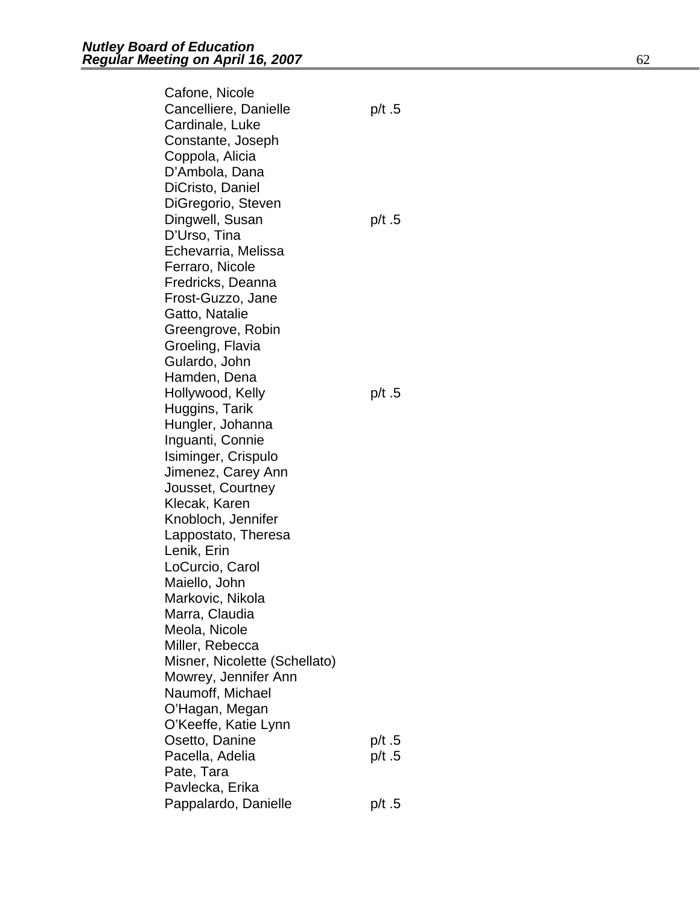| | |
|---|---|
| Cafone, Nicole | |
| Cancelliere, Danielle | p/t .5 |
| Cardinale, Luke | |
| Constante, Joseph | |
| Coppola, Alicia | |
| D'Ambola, Dana | |
| DiCristo, Daniel | |
| DiGregorio, Steven | |
| Dingwell, Susan | p/t .5 |
| D'Urso, Tina | |
| Echevarria, Melissa | |
| Ferraro, Nicole | |
| Fredricks, Deanna | |
| Frost-Guzzo, Jane | |
| Gatto, Natalie | |
| Greengrove, Robin | |
| Groeling, Flavia | |
| Gulardo, John | |
| Hamden, Dena | |
| Hollywood, Kelly | p/t .5 |
| Huggins, Tarik | |
| Hungler, Johanna | |
| Inguanti, Connie | |
| Isiminger, Crispulo | |
| Jimenez, Carey Ann | |
| Jousset, Courtney | |
| Klecak, Karen | |
| Knobloch, Jennifer | |
| Lappostato, Theresa | |
| Lenik, Erin | |
| LoCurcio, Carol | |
| Maiello, John | |
| Markovic, Nikola | |
| Marra, Claudia | |
| Meola, Nicole | |
| Miller, Rebecca | |
| Misner, Nicolette (Schellato) | |
| Mowrey, Jennifer Ann | |
| Naumoff, Michael | |
| O'Hagan, Megan | |
| O'Keeffe, Katie Lynn | |
| Osetto, Danine | p/t .5 |
| Pacella, Adelia | p/t .5 |
| Pate, Tara | |
| Pavlecka, Erika | |
| Pappalardo, Danielle | p/t .5 |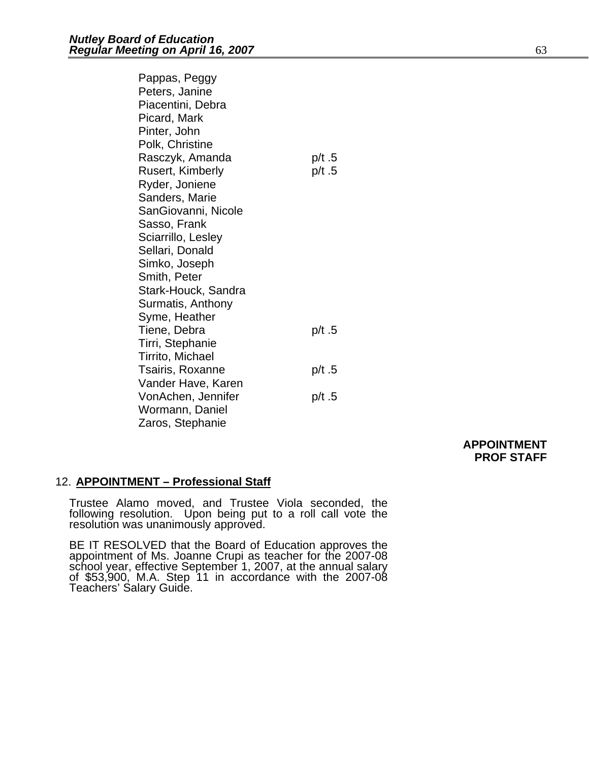| | |
|---|---|
| Pappas, Peggy | |
| Peters, Janine | |
| Piacentini, Debra | |
| Picard, Mark | |
| Pinter, John | |
| Polk, Christine | |
| Rasczyk, Amanda | p/t .5 |
| Rusert, Kimberly | p/t .5 |
| Ryder, Joniene | |
| Sanders, Marie | |
| SanGiovanni, Nicole | |
| Sasso, Frank | |
| Sciarrillo, Lesley | |
| Sellari, Donald | |
| Simko, Joseph | |
| Smith, Peter | |
| Stark-Houck, Sandra | |
| Surmatis, Anthony | |
| Syme, Heather | |
| Tiene, Debra | p/t .5 |
| Tirri, Stephanie | |
| Tirrito, Michael | |
| Tsairis, Roxanne | p/t .5 |
| Vander Have, Karen | |
| VonAchen, Jennifer | p/t .5 |
| Wormann, Daniel | |
| Zaros, Stephanie | |

**APPOINTMENT PROF STAFF**

12. **APPOINTMENT – Professional Staff**

Trustee Alamo moved, and Trustee Viola seconded, the following resolution. Upon being put to a roll call vote the resolution was unanimously approved.

BE IT RESOLVED that the Board of Education approves the appointment of Ms. Joanne Crupi as teacher for the 2007-08 school year, effective September 1, 2007, at the annual salary of $53,900, M.A. Step 11 in accordance with the 2007-08 Teachers' Salary Guide.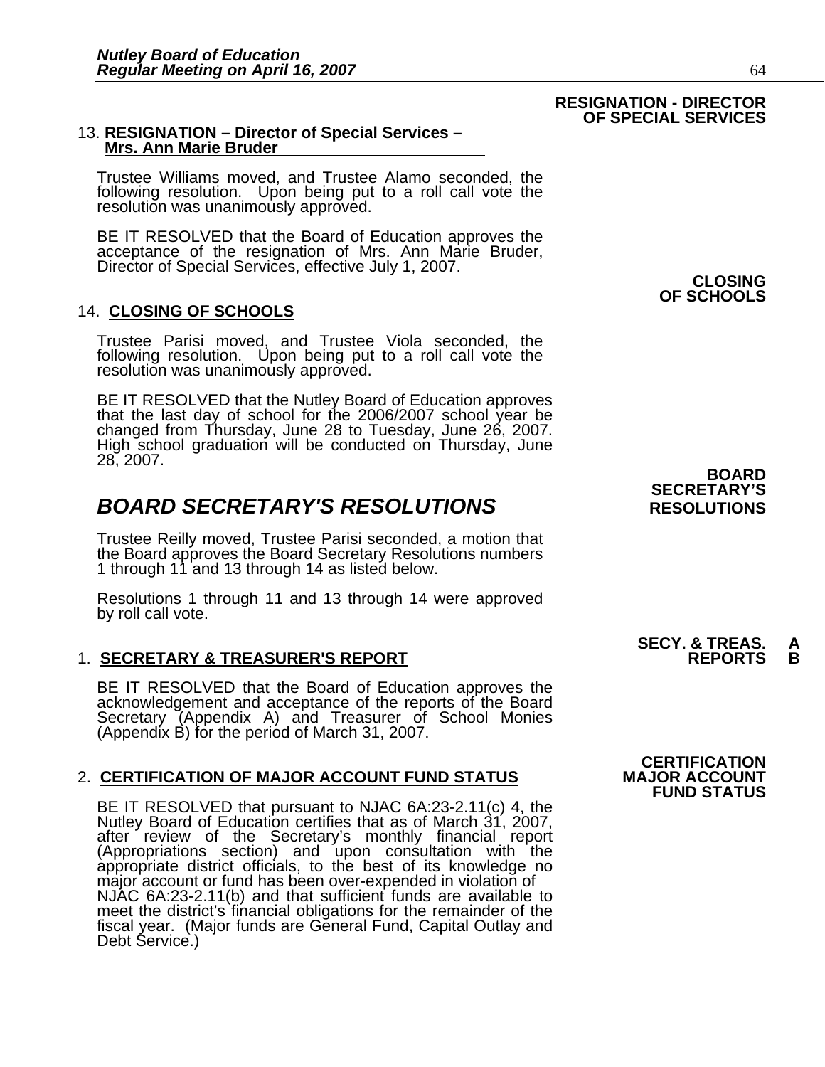**RESIGNATION - DIRECTOR OF SPECIAL SERVICES**

13. **RESIGNATION – Director of Special Services – Mrs. Ann Marie Bruder**

Trustee Williams moved, and Trustee Alamo seconded, the following resolution. Upon being put to a roll call vote the resolution was unanimously approved.

BE IT RESOLVED that the Board of Education approves the acceptance of the resignation of Mrs. Ann Marie Bruder, Director of Special Services, effective July 1, 2007.

**CLOSING OF SCHOOLS**

14. **CLOSING OF SCHOOLS**

Trustee Parisi moved, and Trustee Viola seconded, the following resolution. Upon being put to a roll call vote the resolution was unanimously approved.

BE IT RESOLVED that the Nutley Board of Education approves that the last day of school for the 2006/2007 school year be changed from Thursday, June 28 to Tuesday, June 26, 2007. High school graduation will be conducted on Thursday, June 28, 2007.

**BOARD SECRETARY'S RESOLUTIONS**

## *BOARD SECRETARY'S RESOLUTIONS*

Trustee Reilly moved, Trustee Parisi seconded, a motion that the Board approves the Board Secretary Resolutions numbers 1 through 11 and 13 through 14 as listed below.

Resolutions 1 through 11 and 13 through 14 were approved by roll call vote.

**SECY. & TREAS. REPORTS A B**

1. **SECRETARY & TREASURER'S REPORT**

BE IT RESOLVED that the Board of Education approves the acknowledgement and acceptance of the reports of the Board Secretary (Appendix A) and Treasurer of School Monies (Appendix B) for the period of March 31, 2007.

**CERTIFICATION MAJOR ACCOUNT FUND STATUS**

2. **CERTIFICATION OF MAJOR ACCOUNT FUND STATUS**

BE IT RESOLVED that pursuant to NJAC 6A:23-2.11(c) 4, the Nutley Board of Education certifies that as of March 31, 2007, after review of the Secretary's monthly financial report (Appropriations section) and upon consultation with the appropriate district officials, to the best of its knowledge no major account or fund has been over-expended in violation of NJAC 6A:23-2.11(b) and that sufficient funds are available to meet the district's financial obligations for the remainder of the fiscal year. (Major funds are General Fund, Capital Outlay and Debt Service.)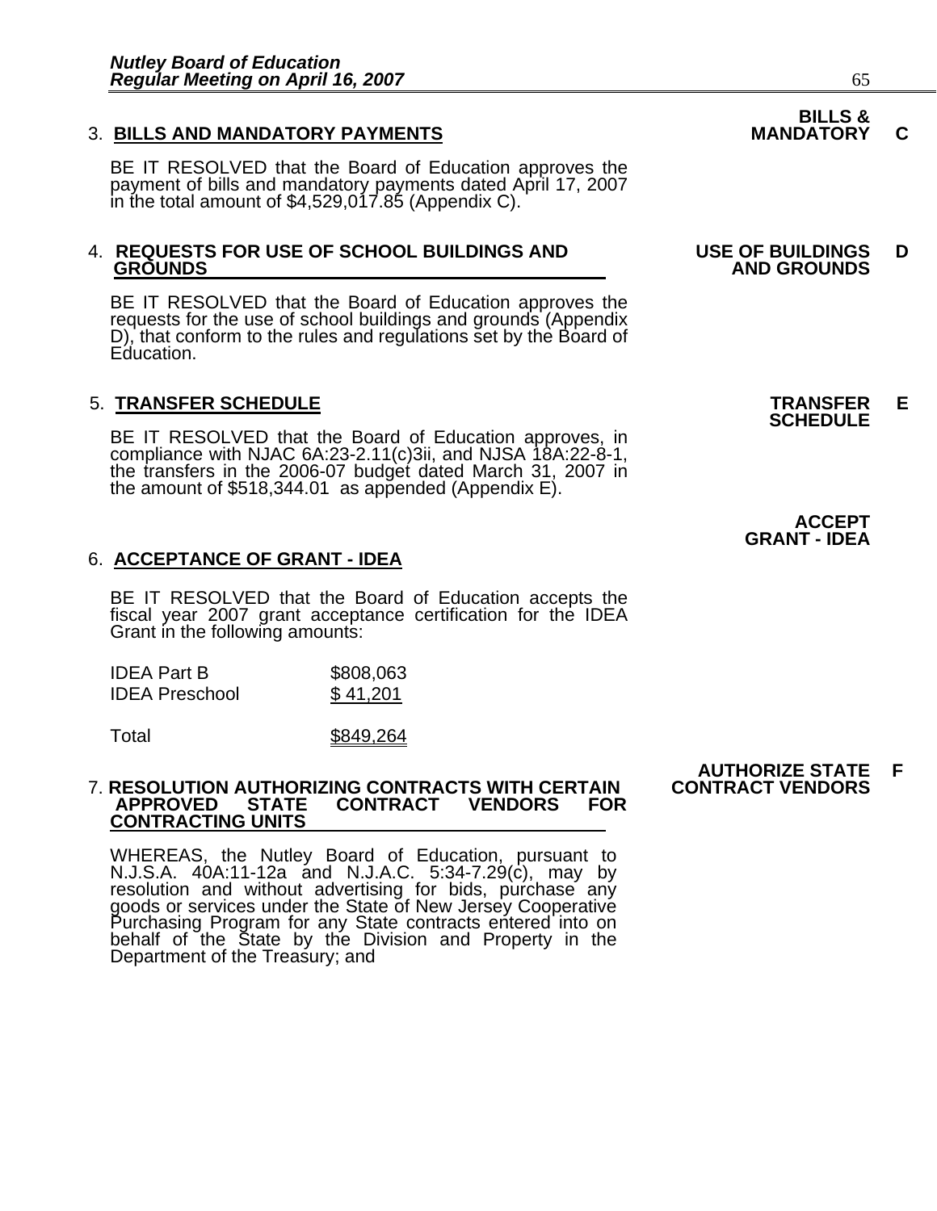### 3. **BILLS AND MANDATORY PAYMENTS**

**BILLS & MANDATORY C**

BE IT RESOLVED that the Board of Education approves the payment of bills and mandatory payments dated April 17, 2007 in the total amount of $4,529,017.85 (Appendix C).

### 4. **REQUESTS FOR USE OF SCHOOL BUILDINGS AND GROUNDS**

**USE OF BUILDINGS AND GROUNDS D**

BE IT RESOLVED that the Board of Education approves the requests for the use of school buildings and grounds (Appendix D), that conform to the rules and regulations set by the Board of Education.

### 5. **TRANSFER SCHEDULE**

**TRANSFER SCHEDULE E**

BE IT RESOLVED that the Board of Education approves, in compliance with NJAC 6A:23-2.11(c)3ii, and NJSA 18A:22-8-1, the transfers in the 2006-07 budget dated March 31, 2007 in the amount of $518,344.01 as appended (Appendix E).

**ACCEPT GRANT - IDEA**

### 6. **ACCEPTANCE OF GRANT - IDEA**

BE IT RESOLVED that the Board of Education accepts the fiscal year 2007 grant acceptance certification for the IDEA Grant in the following amounts:

| | |
|---|---|
| IDEA Part B | $808,063 |
| IDEA Preschool | $ 41,201 |
| Total | $849,264 |

**AUTHORIZE STATE CONTRACT VENDORS F**

### 7. **RESOLUTION AUTHORIZING CONTRACTS WITH CERTAIN APPROVED STATE CONTRACT VENDORS FOR CONTRACTING UNITS**

WHEREAS, the Nutley Board of Education, pursuant to N.J.S.A. 40A:11-12a and N.J.A.C. 5:34-7.29(c), may by resolution and without advertising for bids, purchase any goods or services under the State of New Jersey Cooperative Purchasing Program for any State contracts entered into on behalf of the State by the Division and Property in the Department of the Treasury; and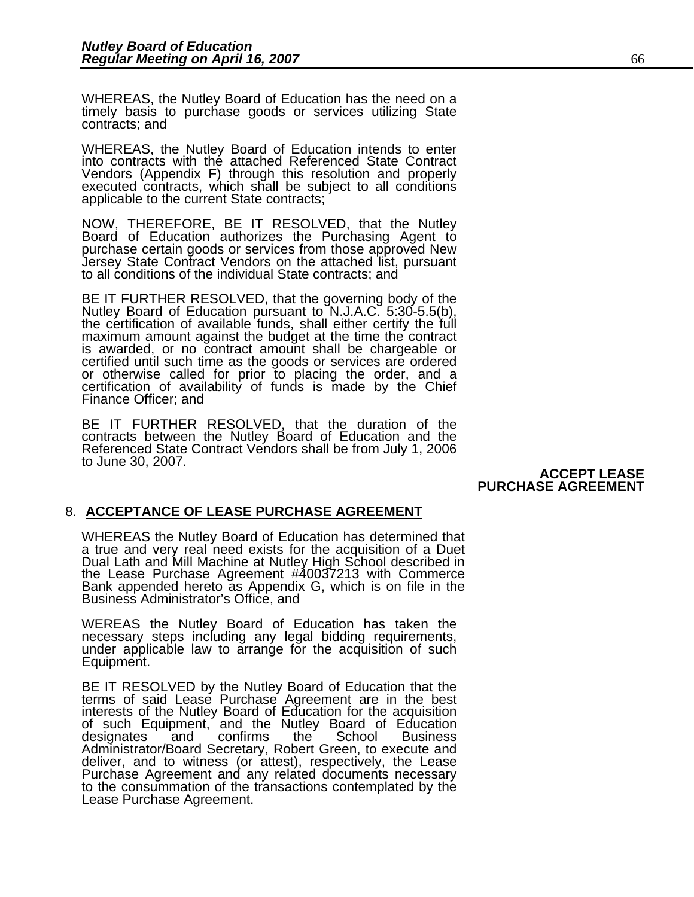WHEREAS, the Nutley Board of Education has the need on a timely basis to purchase goods or services utilizing State contracts; and

WHEREAS, the Nutley Board of Education intends to enter into contracts with the attached Referenced State Contract Vendors (Appendix F) through this resolution and properly executed contracts, which shall be subject to all conditions applicable to the current State contracts;

NOW, THEREFORE, BE IT RESOLVED, that the Nutley Board of Education authorizes the Purchasing Agent to purchase certain goods or services from those approved New Jersey State Contract Vendors on the attached list, pursuant to all conditions of the individual State contracts; and

BE IT FURTHER RESOLVED, that the governing body of the Nutley Board of Education pursuant to N.J.A.C. 5:30-5.5(b), the certification of available funds, shall either certify the full maximum amount against the budget at the time the contract is awarded, or no contract amount shall be chargeable or certified until such time as the goods or services are ordered or otherwise called for prior to placing the order, and a certification of availability of funds is made by the Chief Finance Officer; and

BE IT FURTHER RESOLVED, that the duration of the contracts between the Nutley Board of Education and the Referenced State Contract Vendors shall be from July 1, 2006 to June 30, 2007.

**ACCEPT LEASE PURCHASE AGREEMENT**

8. **ACCEPTANCE OF LEASE PURCHASE AGREEMENT**

WHEREAS the Nutley Board of Education has determined that a true and very real need exists for the acquisition of a Duet Dual Lath and Mill Machine at Nutley High School described in the Lease Purchase Agreement #40037213 with Commerce Bank appended hereto as Appendix G, which is on file in the Business Administrator's Office, and

WEREAS the Nutley Board of Education has taken the necessary steps including any legal bidding requirements, under applicable law to arrange for the acquisition of such Equipment.

BE IT RESOLVED by the Nutley Board of Education that the terms of said Lease Purchase Agreement are in the best interests of the Nutley Board of Education for the acquisition of such Equipment, and the Nutley Board of Education designates and confirms the School Business Administrator/Board Secretary, Robert Green, to execute and deliver, and to witness (or attest), respectively, the Lease Purchase Agreement and any related documents necessary to the consummation of the transactions contemplated by the Lease Purchase Agreement.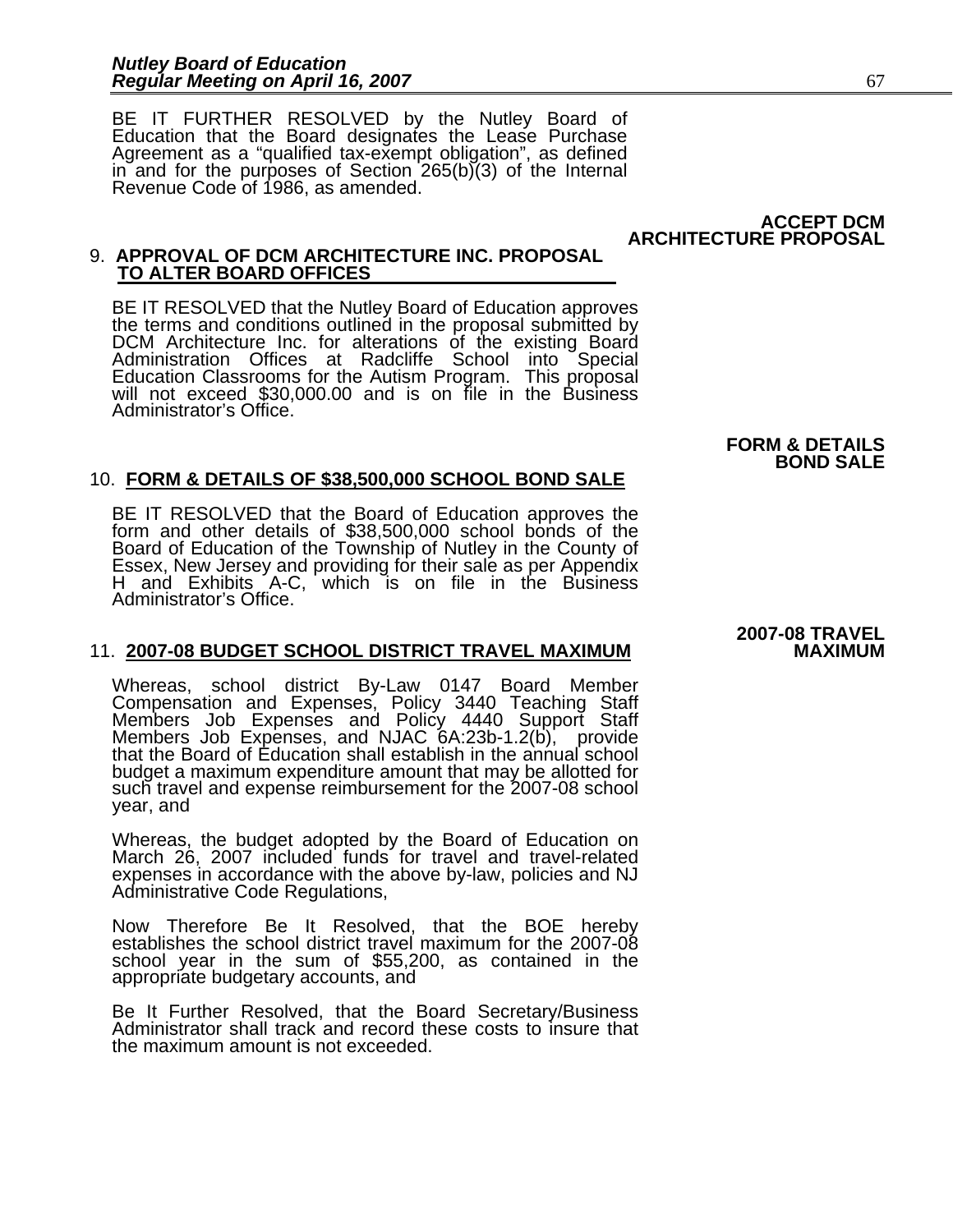BE IT FURTHER RESOLVED by the Nutley Board of Education that the Board designates the Lease Purchase Agreement as a "qualified tax-exempt obligation", as defined in and for the purposes of Section 265(b)(3) of the Internal Revenue Code of 1986, as amended.

**ACCEPT DCM ARCHITECTURE PROPOSAL**

9. **APPROVAL OF DCM ARCHITECTURE INC. PROPOSAL TO ALTER BOARD OFFICES**

BE IT RESOLVED that the Nutley Board of Education approves the terms and conditions outlined in the proposal submitted by DCM Architecture Inc. for alterations of the existing Board Administration Offices at Radcliffe School into Special Education Classrooms for the Autism Program. This proposal will not exceed $30,000.00 and is on file in the Business Administrator's Office.

**FORM & DETAILS BOND SALE**

10. **FORM & DETAILS OF $38,500,000 SCHOOL BOND SALE**

BE IT RESOLVED that the Board of Education approves the form and other details of $38,500,000 school bonds of the Board of Education of the Township of Nutley in the County of Essex, New Jersey and providing for their sale as per Appendix H and Exhibits A-C, which is on file in the Business Administrator's Office.

**2007-08 TRAVEL MAXIMUM**

11. **2007-08 BUDGET SCHOOL DISTRICT TRAVEL MAXIMUM**

Whereas, school district By-Law 0147 Board Member Compensation and Expenses, Policy 3440 Teaching Staff Members Job Expenses and Policy 4440 Support Staff Members Job Expenses, and NJAC 6A:23b-1.2(b), provide that the Board of Education shall establish in the annual school budget a maximum expenditure amount that may be allotted for such travel and expense reimbursement for the 2007-08 school year, and

Whereas, the budget adopted by the Board of Education on March 26, 2007 included funds for travel and travel-related expenses in accordance with the above by-law, policies and NJ Administrative Code Regulations,

Now Therefore Be It Resolved, that the BOE hereby establishes the school district travel maximum for the 2007-08 school year in the sum of $55,200, as contained in the appropriate budgetary accounts, and

Be It Further Resolved, that the Board Secretary/Business Administrator shall track and record these costs to insure that the maximum amount is not exceeded.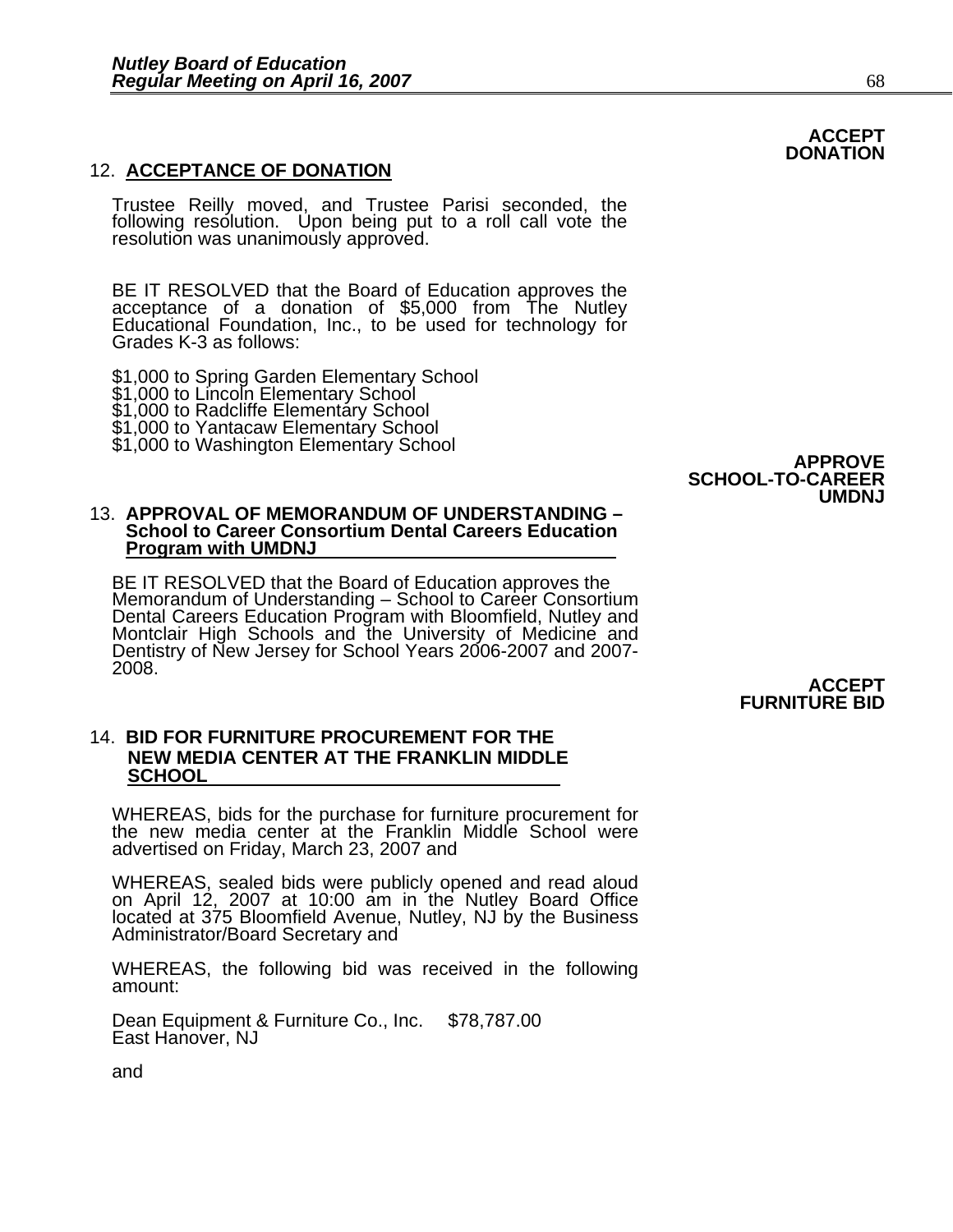**ACCEPT DONATION**

## 12. ACCEPTANCE OF DONATION

Trustee Reilly moved, and Trustee Parisi seconded, the following resolution. Upon being put to a roll call vote the resolution was unanimously approved.

BE IT RESOLVED that the Board of Education approves the acceptance of a donation of $5,000 from The Nutley Educational Foundation, Inc., to be used for technology for Grades K-3 as follows:

$1,000 to Spring Garden Elementary School
$1,000 to Lincoln Elementary School
$1,000 to Radcliffe Elementary School
$1,000 to Yantacaw Elementary School
$1,000 to Washington Elementary School

**APPROVE SCHOOL-TO-CAREER UMDNJ**

## 13. APPROVAL OF MEMORANDUM OF UNDERSTANDING – School to Career Consortium Dental Careers Education Program with UMDNJ

BE IT RESOLVED that the Board of Education approves the Memorandum of Understanding – School to Career Consortium Dental Careers Education Program with Bloomfield, Nutley and Montclair High Schools and the University of Medicine and Dentistry of New Jersey for School Years 2006-2007 and 2007-2008.

**ACCEPT FURNITURE BID**

## 14. BID FOR FURNITURE PROCUREMENT FOR THE NEW MEDIA CENTER AT THE FRANKLIN MIDDLE SCHOOL

WHEREAS, bids for the purchase for furniture procurement for the new media center at the Franklin Middle School were advertised on Friday, March 23, 2007 and

WHEREAS, sealed bids were publicly opened and read aloud on April 12, 2007 at 10:00 am in the Nutley Board Office located at 375 Bloomfield Avenue, Nutley, NJ by the Business Administrator/Board Secretary and

WHEREAS, the following bid was received in the following amount:

Dean Equipment & Furniture Co., Inc.     $78,787.00
East Hanover, NJ

and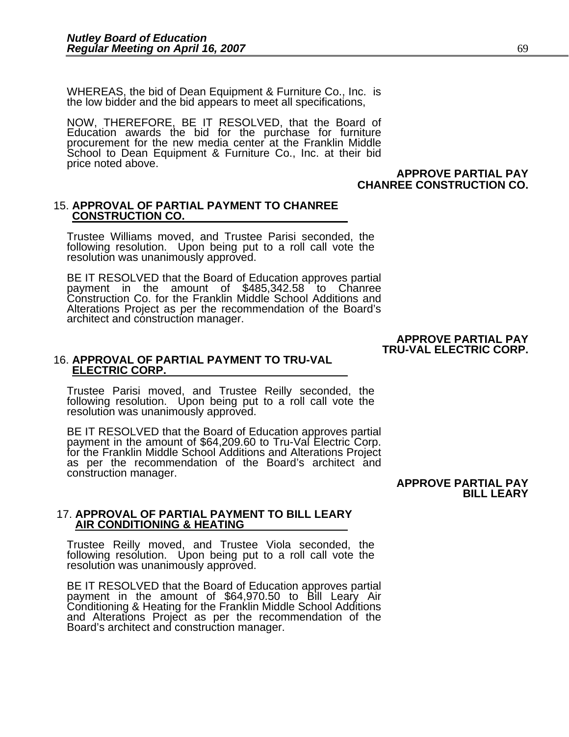WHEREAS, the bid of Dean Equipment & Furniture Co., Inc. is the low bidder and the bid appears to meet all specifications,

NOW, THEREFORE, BE IT RESOLVED, that the Board of Education awards the bid for the purchase for furniture procurement for the new media center at the Franklin Middle School to Dean Equipment & Furniture Co., Inc. at their bid price noted above.

**APPROVE PARTIAL PAY CHANREE CONSTRUCTION CO.**

15. **APPROVAL OF PARTIAL PAYMENT TO CHANREE CONSTRUCTION CO.**

Trustee Williams moved, and Trustee Parisi seconded, the following resolution. Upon being put to a roll call vote the resolution was unanimously approved.

BE IT RESOLVED that the Board of Education approves partial payment in the amount of $485,342.58 to Chanree Construction Co. for the Franklin Middle School Additions and Alterations Project as per the recommendation of the Board's architect and construction manager.

**APPROVE PARTIAL PAY TRU-VAL ELECTRIC CORP.**

16. **APPROVAL OF PARTIAL PAYMENT TO TRU-VAL ELECTRIC CORP.**

Trustee Parisi moved, and Trustee Reilly seconded, the following resolution. Upon being put to a roll call vote the resolution was unanimously approved.

BE IT RESOLVED that the Board of Education approves partial payment in the amount of $64,209.60 to Tru-Val Electric Corp. for the Franklin Middle School Additions and Alterations Project as per the recommendation of the Board's architect and construction manager.

**APPROVE PARTIAL PAY BILL LEARY**

17. **APPROVAL OF PARTIAL PAYMENT TO BILL LEARY AIR CONDITIONING & HEATING**

Trustee Reilly moved, and Trustee Viola seconded, the following resolution. Upon being put to a roll call vote the resolution was unanimously approved.

BE IT RESOLVED that the Board of Education approves partial payment in the amount of $64,970.50 to Bill Leary Air Conditioning & Heating for the Franklin Middle School Additions and Alterations Project as per the recommendation of the Board's architect and construction manager.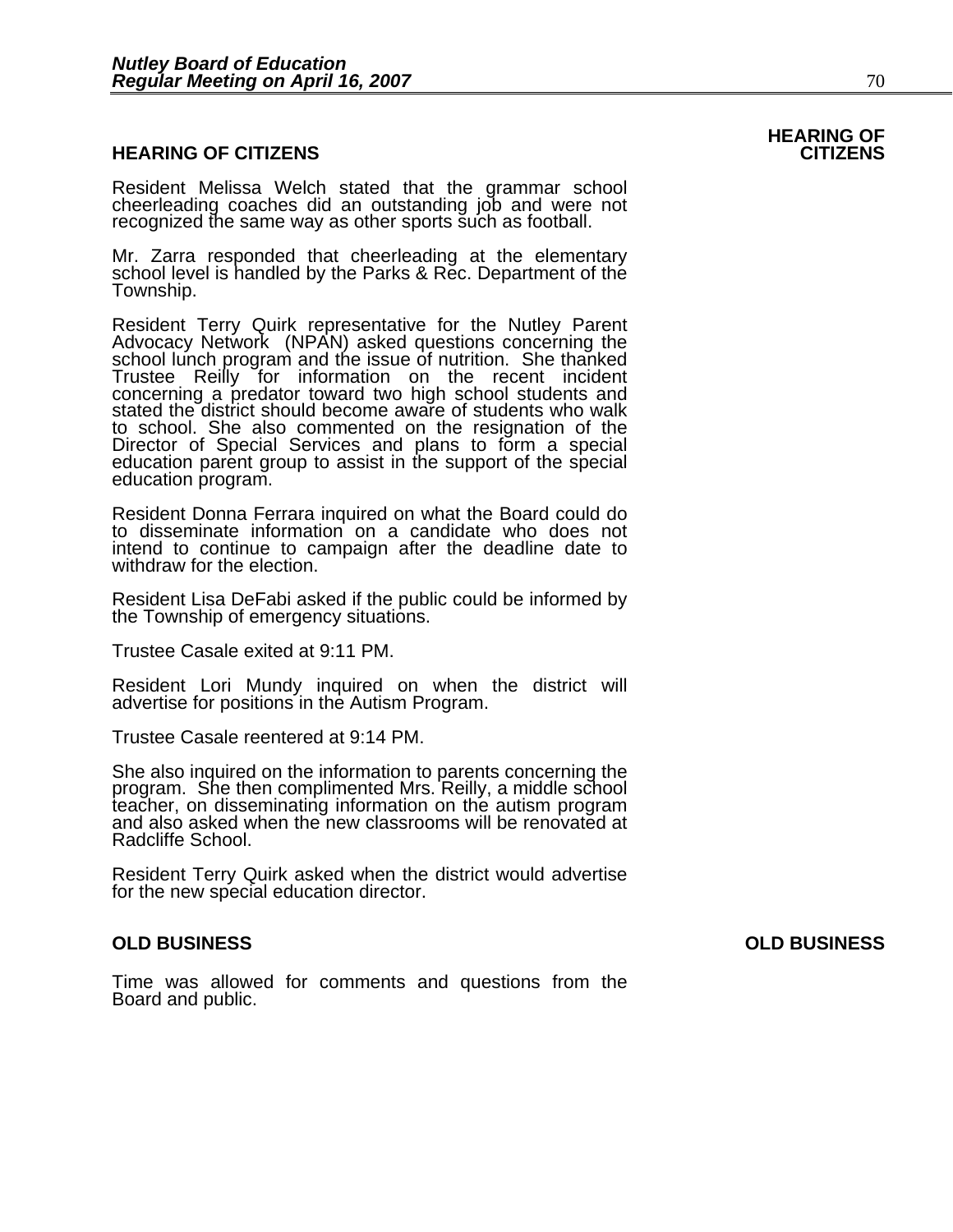## HEARING OF CITIZENS

Resident Melissa Welch stated that the grammar school cheerleading coaches did an outstanding job and were not recognized the same way as other sports such as football.

Mr. Zarra responded that cheerleading at the elementary school level is handled by the Parks & Rec. Department of the Township.

Resident Terry Quirk representative for the Nutley Parent Advocacy Network (NPAN) asked questions concerning the school lunch program and the issue of nutrition. She thanked Trustee Reilly for information on the recent incident concerning a predator toward two high school students and stated the district should become aware of students who walk to school. She also commented on the resignation of the Director of Special Services and plans to form a special education parent group to assist in the support of the special education program.

Resident Donna Ferrara inquired on what the Board could do to disseminate information on a candidate who does not intend to continue to campaign after the deadline date to withdraw for the election.

Resident Lisa DeFabi asked if the public could be informed by the Township of emergency situations.

Trustee Casale exited at 9:11 PM.

Resident Lori Mundy inquired on when the district will advertise for positions in the Autism Program.

Trustee Casale reentered at 9:14 PM.

She also inquired on the information to parents concerning the program. She then complimented Mrs. Reilly, a middle school teacher, on disseminating information on the autism program and also asked when the new classrooms will be renovated at Radcliffe School.

Resident Terry Quirk asked when the district would advertise for the new special education director.

## OLD BUSINESS

Time was allowed for comments and questions from the Board and public.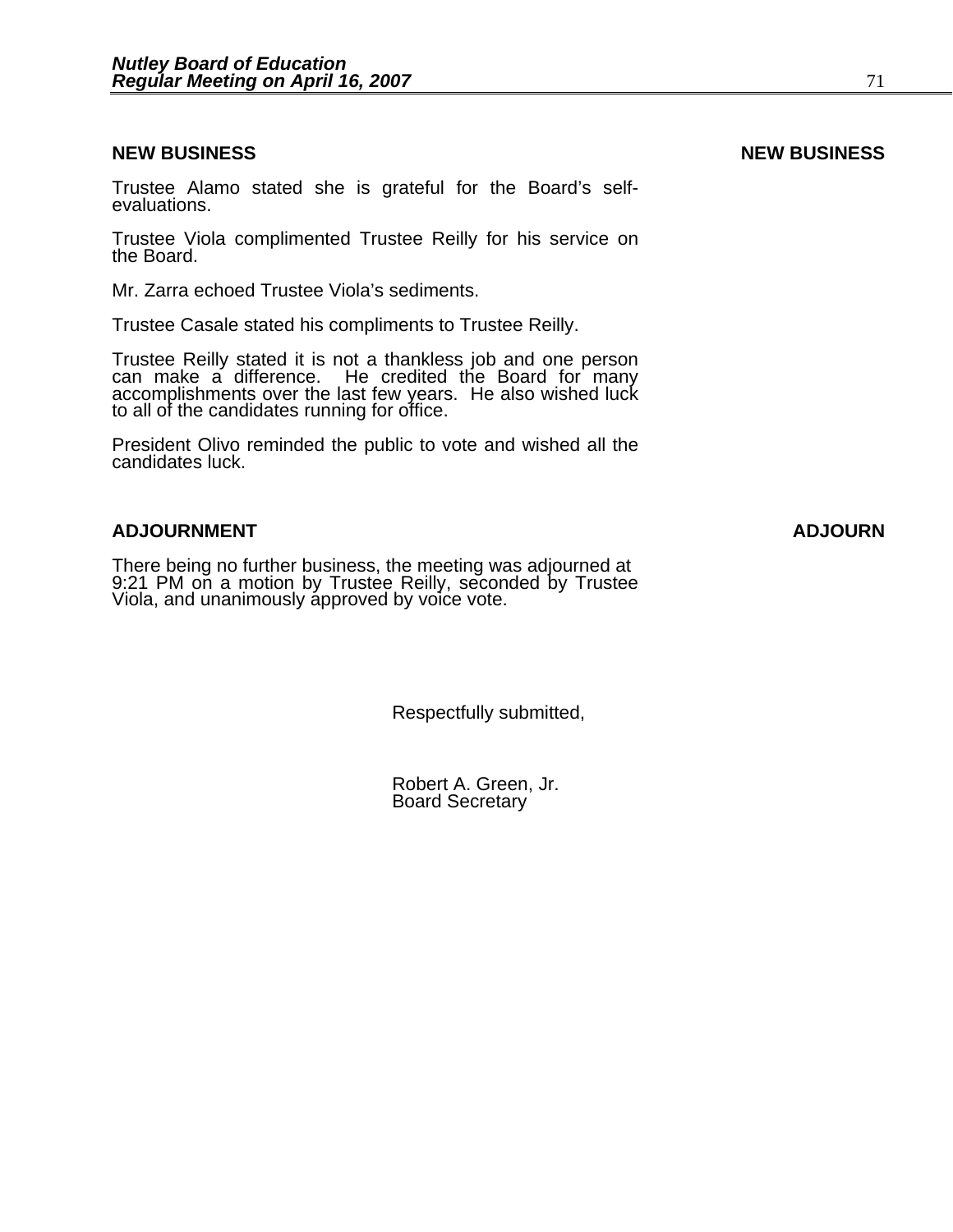## NEW BUSINESS

NEW BUSINESS

Trustee Alamo stated she is grateful for the Board's self-evaluations.

Trustee Viola complimented Trustee Reilly for his service on the Board.

Mr. Zarra echoed Trustee Viola's sediments.

Trustee Casale stated his compliments to Trustee Reilly.

Trustee Reilly stated it is not a thankless job and one person can make a difference. He credited the Board for many accomplishments over the last few years. He also wished luck to all of the candidates running for office.

President Olivo reminded the public to vote and wished all the candidates luck.

## ADJOURNMENT

ADJOURN

There being no further business, the meeting was adjourned at 9:21 PM on a motion by Trustee Reilly, seconded by Trustee Viola, and unanimously approved by voice vote.

Respectfully submitted,

Robert A. Green, Jr.
Board Secretary